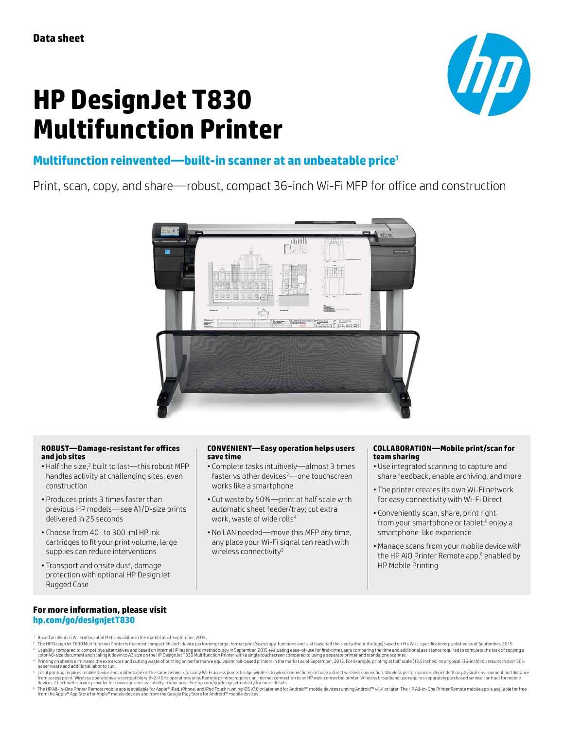Data sheet

# HP DesignJet T830 Multifunction Printer

## Multifunction reinvented—built-in scanner at an unbeatable price[1]

Print, scan, copy, and share—robust, compact 36-inch Wi-Fi MFP for office and construction

### ROBUST—Damage-resistant for offices and job sites

- Half the size,[2] built to last—this robust MFP handles activity at challenging sites, even construction
- Produces prints 3 times faster than previous HP models—see A1/D-size prints delivered in 25 seconds
- Choose from 40- to 300-ml HP ink cartridges to fit your print volume, large supplies can reduce interventions
- Transport and onsite dust, damage protection with optional HP DesignJet Rugged Case

### CONVENIENT—Easy operation helps users save time

- Complete tasks intuitively—almost 3 times faster vs other devices[3]—one touchscreen works like a smartphone
- Cut waste by 50%—print at half scale with automatic sheet feeder/tray; cut extra work, waste of wide rolls[4]
- No LAN needed—move this MFP any time, any place your Wi-Fi signal can reach with wireless connectivity[5]

### COLLABORATION—Mobile print/scan for team sharing

- Use integrated scanning to capture and share feedback, enable archiving, and more
- The printer creates its own Wi-Fi network for easy connectivity with Wi-Fi Direct
- Conveniently scan, share, print right from your smartphone or tablet;[5] enjoy a smartphone-like experience
- Manage scans from your mobile device with the HP AiO Printer Remote app,[6] enabled by HP Mobile Printing

**For more information, please visit**
**hp.com/go/designjetT830**

1 Based on 36-inch Wi-Fi integrated MFPs available in the market as of September, 2015.

2 The HP DesignJet T830 Multifunction Printer is the most compact 36-inch device performing large-format print/scan/copy functions and is at least half the size (without the legs) based on H x W x L specifications published as of September, 2015.

3 Usability compared to competitive alternatives and based on internal HP testing and methodology in September, 2015 evaluating ease-of-use for first-time users comparing the time and additional assistance required to complete the task of copying a color A0-size document and scaling it down to A3 size on the HP DesignJet T830 Multifunction Printer with a single touchscreen compared to using a separate printer and standalone scanner.

4 Printing on sheets eliminates the extra work and cutting waste of printing on performance equivalent roll-based printers in the market as of September, 2015. For example, printing at half scale (13.5 inches) on a typical (36-inch) roll results in over 50% paper waste and additional labor to cut.

5 Local printing requires mobile device and printer to be on the same network (usually Wi-Fi access points bridge wireless to wired connections) or have a direct wireless connection. Wireless performance is dependent on physical environment and distance from access point. Wireless operations are compatible with 2.4 GHz operations only. Remote printing requires an Internet connection to an HP web-connected printer. Wireless broadband use requires separately purchased service contract for mobile devices. Check with service provider for coverage and availability in your area. See hp.com/go/designjetmobility for more details.

6 The HP All-in-One Printer Remote mobile app is available for Apple® iPad, iPhone, and iPod Touch running iOS v7.0 or later and for Android™ mobile devices running Android™ v4.4 or later. The HP All-in-One Printer Remote mobile app is available for free from the Apple® App Store for Apple® mobile devices and from the Google Play Store for Android™ mobile devices.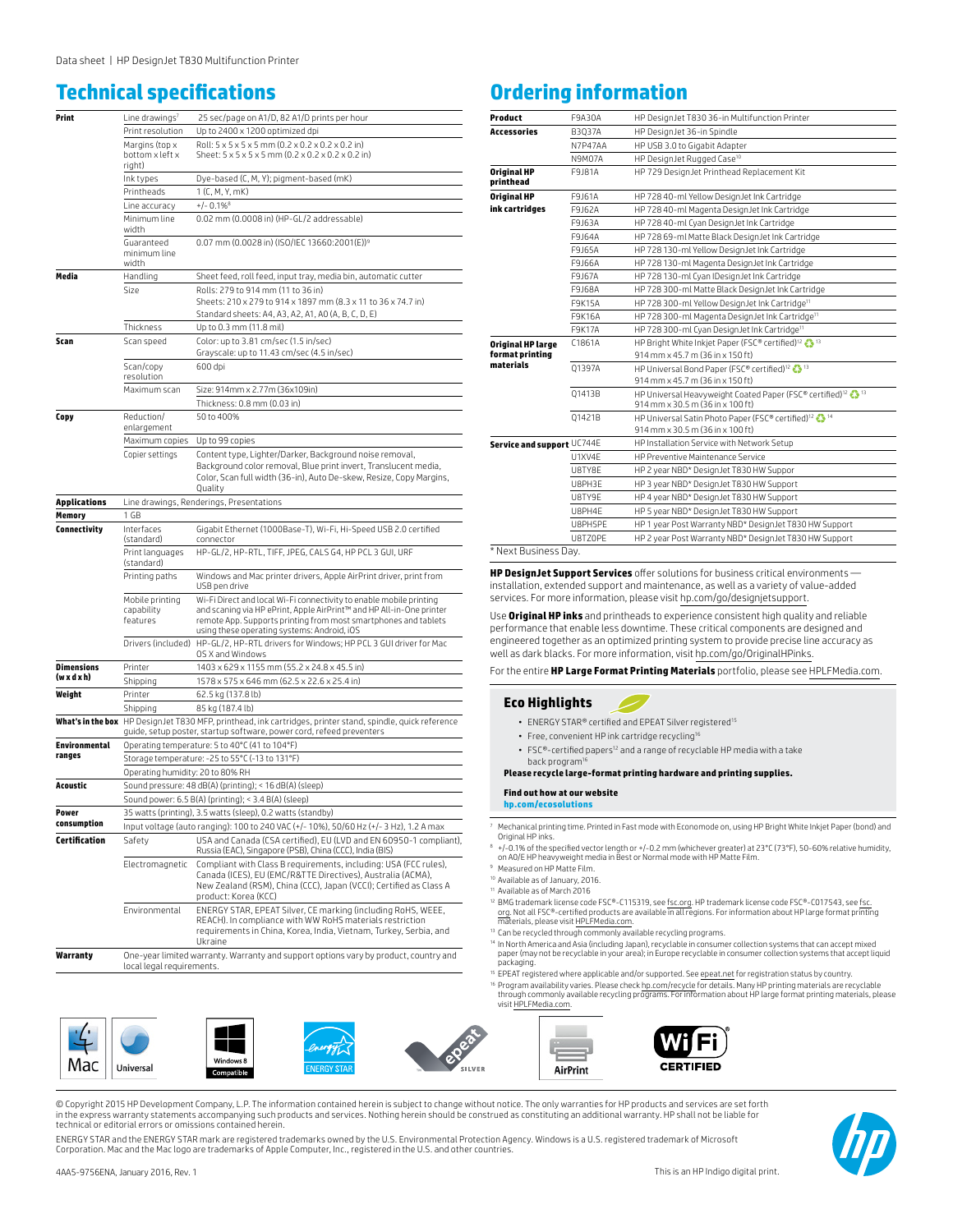# Technical specifications

| | | |
|---|---|---|
| **Print** | Line drawings[7] | 25 sec/page on A1/D, 82 A1/D prints per hour |
| | Print resolution | Up to 2400 x 1200 optimized dpi |
| | Margins (top x bottom x left x right) | Roll: 5 x 5 x 5 x 5 mm (0.2 x 0.2 x 0.2 x 0.2 in)<br>Sheet: 5 x 5 x 5 x 5 mm (0.2 x 0.2 x 0.2 x 0.2 in) |
| | Ink types | Dye-based (C, M, Y); pigment-based (mK) |
| | Printheads | 1 (C, M, Y, mK) |
| | Line accuracy | +/- 0.1%[8] |
| | Minimum line width | 0.02 mm (0.0008 in) (HP-GL/2 addressable) |
| | Guaranteed minimum line width | 0.07 mm (0.0028 in) (ISO/IEC 13660:2001(E))[9] |
| **Media** | Handling | Sheet feed, roll feed, input tray, media bin, automatic cutter |
| | Size | Rolls: 279 to 914 mm (11 to 36 in)<br>Sheets: 210 x 279 to 914 x 1897 mm (8.3 x 11 to 36 x 74.7 in)<br>Standard sheets: A4, A3, A2, A1, A0 (A, B, C, D, E) |
| | Thickness | Up to 0.3 mm (11.8 mil) |
| **Scan** | Scan speed | Color: up to 3.81 cm/sec (1.5 in/sec)<br>Grayscale: up to 11.43 cm/sec (4.5 in/sec) |
| | Scan/copy resolution | 600 dpi |
| | Maximum scan | Size: 914mm x 2.77m (36x109in)<br>Thickness: 0.8 mm (0.03 in) |
| **Copy** | Reduction/ enlargement | 50 to 400% |
| | Maximum copies | Up to 99 copies |
| | Copier settings | Content type, Lighter/Darker, Background noise removal, Background color removal, Blue print invert, Translucent media, Color, Scan full width (36-in), Auto De-skew, Resize, Copy Margins, Quality |
| **Applications** | Line drawings, Renderings, Presentations | |
| **Memory** | 1 GB | |
| **Connectivity** | Interfaces (standard) | Gigabit Ethernet (1000Base-T), Wi-Fi, Hi-Speed USB 2.0 certified connector |
| | Print languages (standard) | HP-GL/2, HP-RTL, TIFF, JPEG, CALS G4, HP PCL 3 GUI, URF |
| | Printing paths | Windows and Mac printer drivers, Apple AirPrint driver, print from USB pen drive |
| | Mobile printing capability features | Wi-Fi Direct and local Wi-Fi connectivity to enable mobile printing and scaning via HP ePrint, Apple AirPrint™ and HP All-in-One printer remote App. Supports printing from most smartphones and tablets using these operating systems: Android, iOS |
| | Drivers (included) | HP-GL/2, HP-RTL drivers for Windows; HP PCL 3 GUI driver for Mac OS X and Windows |
| **Dimensions (w x d x h)** | Printer | 1403 x 629 x 1155 mm (55.2 x 24.8 x 45.5 in) |
| | Shipping | 1578 x 575 x 646 mm (62.5 x 22.6 x 25.4 in) |
| **Weight** | Printer | 62.5 kg (137.8 lb) |
| | Shipping | 85 kg (187.4 lb) |
| **What's in the box** | HP DesignJet T830 MFP, printhead, ink cartridges, printer stand, spindle, quick reference guide, setup poster, startup software, power cord, refeed preventers | |
| **Environmental ranges** | Operating temperature: 5 to 40°C (41 to 104°F) | |
| | Storage temperature: -25 to 55°C (-13 to 131°F) | |
| | Operating humidity: 20 to 80% RH | |
| **Acoustic** | Sound pressure: 48 dB(A) (printing); < 16 dB(A) (sleep) | |
| | Sound power: 6.5 B(A) (printing); < 3.4 B(A) (sleep) | |
| **Power consumption** | 35 watts (printing), 3.5 watts (sleep), 0.2 watts (standby) | |
| | Input voltage (auto ranging): 100 to 240 VAC (+/- 10%), 50/60 Hz (+/- 3 Hz), 1.2 A max | |
| **Certification** | Safety | USA and Canada (CSA certified), EU (LVD and EN 60950-1 compliant), Russia (EAC), Singapore (PSB), China (CCC), India (BIS) |
| | Electromagnetic | Compliant with Class B requirements, including: USA (FCC rules), Canada (ICES), EU (EMC/R&TTE Directives), Australia (ACMA), New Zealand (RSM), China (CCC), Japan (VCCI); Certified as Class A product: Korea (KCC) |
| | Environmental | ENERGY STAR, EPEAT Silver, CE marking (including RoHS, WEEE, REACH). In compliance with WW RoHS materials restriction requirements in China, Korea, India, Vietnam, Turkey, Serbia, and Ukraine |
| **Warranty** | One-year limited warranty. Warranty and support options vary by product, country and local legal requirements. | |

# Ordering information

| | | |
|---|---|---|
| **Product** | F9A30A | HP DesignJet T830 36-in Multifunction Printer |
| **Accessories** | B3Q37A | HP DesignJet 36-in Spindle |
| | N7P47AA | HP USB 3.0 to Gigabit Adapter |
| | N9M07A | HP DesignJet Rugged Case[10] |
| **Original HP printhead** | F9J81A | HP 729 DesignJet Printhead Replacement Kit |
| **Original HP ink cartridges** | F9J61A | HP 728 40-ml Yellow DesignJet Ink Cartridge |
| | F9J62A | HP 728 40-ml Magenta DesignJet Ink Cartridge |
| | F9J63A | HP 728 40-ml Cyan DesignJet Ink Cartridge |
| | F9J64A | HP 728 69-ml Matte Black DesignJet Ink Cartridge |
| | F9J65A | HP 728 130-ml Yellow DesignJet Ink Cartridge |
| | F9J66A | HP 728 130-ml Magenta DesignJet Ink Cartridge |
| | F9J67A | HP 728 130-ml Cyan IDesignJet Ink Cartridge |
| | F9J68A | HP 728 300-ml Matte Black DesignJet Ink Cartridge |
| | F9K15A | HP 728 300-ml Yellow DesignJet Ink Cartridge[11] |
| | F9K16A | HP 728 300-ml Magenta DesignJet Ink Cartridge[11] |
| | F9K17A | HP 728 300-ml Cyan DesignJet Ink Cartridge[11] |
| **Original HP large format printing materials** | C1861A | HP Bright White Inkjet Paper (FSC® certified)[12] [13]<br>914 mm x 45.7 m (36 in x 150 ft) |
| | Q1397A | HP Universal Bond Paper (FSC® certified)[12] [13]<br>914 mm x 45.7 m (36 in x 150 ft) |
| | Q1413B | HP Universal Heavyweight Coated Paper (FSC® certified)[12] [13]<br>914 mm x 30.5 m (36 in x 100 ft) |
| | Q1421B | HP Universal Satin Photo Paper (FSC® certified)[12] [14]<br>914 mm x 30.5 m (36 in x 100 ft) |
| **Service and support** | UC744E | HP Installation Service with Network Setup |
| | U1XV4E | HP Preventive Maintenance Service |
| | U8TY8E | HP 2 year NBD* DesignJet T830 HW Suppor |
| | U8PH3E | HP 3 year NBD* DesignJet T830 HW Support |
| | U8TY9E | HP 4 year NBD* DesignJet T830 HW Support |
| | U8PH4E | HP 5 year NBD* DesignJet T830 HW Support |
| | U8PH5PE | HP 1 year Post Warranty NBD* DesignJet T830 HW Support |
| | U8TZ0PE | HP 2 year Post Warranty NBD* DesignJet T830 HW Support |

* Next Business Day.

**HP DesignJet Support Services** offer solutions for business critical environments—installation, extended support and maintenance, as well as a variety of value-added services. For more information, please visit hp.com/go/designjetsupport.

Use **Original HP inks** and printheads to experience consistent high quality and reliable performance that enable less downtime. These critical components are designed and engineered together as an optimized printing system to provide precise line accuracy as well as dark blacks. For more information, visit hp.com/go/OriginalHPinks.

For the entire **HP Large Format Printing Materials** portfolio, please see HPLFMedia.com.

## Eco Highlights

- ENERGY STAR® certified and EPEAT Silver registered[15]
- Free, convenient HP ink cartridge recycling[16]
- FSC®-certified papers[12] and a range of recyclable HP media with a take back program[16]

**Please recycle large-format printing hardware and printing supplies.**

**Find out how at our website**
**hp.com/ecosolutions**

[7] Mechanical printing time. Printed in Fast mode with Economode on, using HP Bright White Inkjet Paper (bond) and Original HP inks.
[8] +/-0.1% of the specified vector length or +/-0.2 mm (whichever greater) at 23°C (73°F), 50-60% relative humidity, on A0/E HP heavyweight media in Best or Normal mode with HP Matte Film.
[9] Measured on HP Matte Film.
[10] Available as of January, 2016.
[11] Available as of March 2016
[12] BMG trademark license code FSC®-C115319, see fsc.org. HP trademark license code FSC®-C017543, see fsc.org. Not all FSC®-certified products are available in all regions. For information about HP large format printing materials, please visit HPLFMedia.com.
[13] Can be recycled through commonly available recycling programs.
[14] In North America and Asia (including Japan), recyclable in consumer collection systems that can accept mixed paper (may not be recyclable in your area); in Europe recyclable in consumer collection systems that accept liquid packaging.
[15] EPEAT registered where applicable and/or supported. See epeat.net for registration status by country.
[16] Program availability varies. Please check hp.com/recycle for details. Many HP printing materials are recyclable through commonly available recycling programs. For information about HP large format printing materials, please visit HPLFMedia.com.

© Copyright 2015 HP Development Company, L.P. The information contained herein is subject to change without notice. The only warranties for HP products and services are set forth in the express warranty statements accompanying such products and services. Nothing herein should be construed as constituting an additional warranty. HP shall not be liable for technical or editorial errors or omissions contained herein.

ENERGY STAR and the ENERGY STAR mark are registered trademarks owned by the U.S. Environmental Protection Agency. Windows is a U.S. registered trademark of Microsoft Corporation. Mac and the Mac logo are trademarks of Apple Computer, Inc., registered in the U.S. and other countries.

4AA5-9756ENA, January 2016, Rev. 1

This is an HP Indigo digital print.